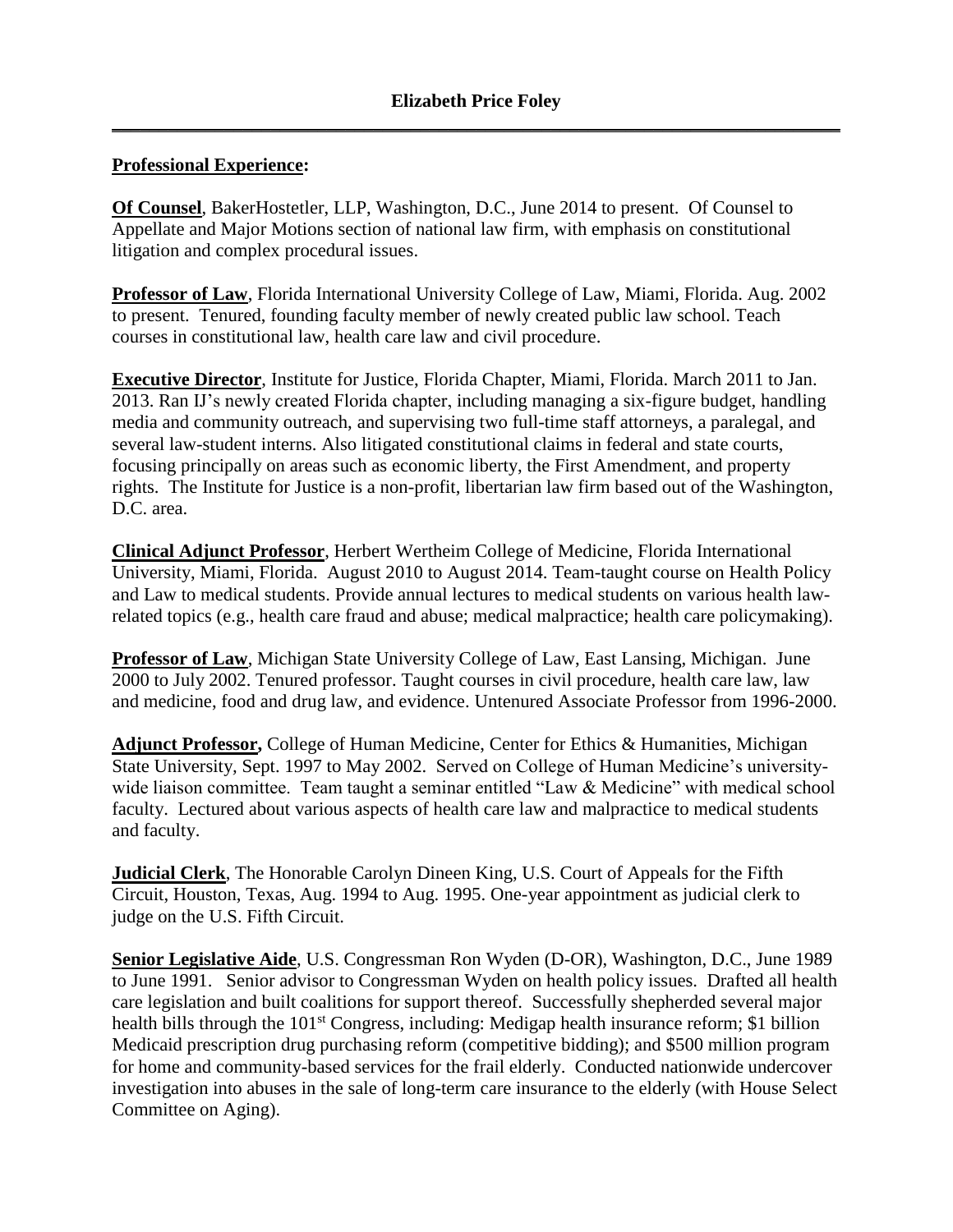# Elizabeth Price Foley

## Professional Experience:

**Of Counsel**, BakerHostetler, LLP, Washington, D.C., June 2014 to present. Of Counsel to Appellate and Major Motions section of national law firm, with emphasis on constitutional litigation and complex procedural issues.

**Professor of Law**, Florida International University College of Law, Miami, Florida. Aug. 2002 to present. Tenured, founding faculty member of newly created public law school. Teach courses in constitutional law, health care law and civil procedure.

**Executive Director**, Institute for Justice, Florida Chapter, Miami, Florida. March 2011 to Jan. 2013. Ran IJ's newly created Florida chapter, including managing a six-figure budget, handling media and community outreach, and supervising two full-time staff attorneys, a paralegal, and several law-student interns. Also litigated constitutional claims in federal and state courts, focusing principally on areas such as economic liberty, the First Amendment, and property rights. The Institute for Justice is a non-profit, libertarian law firm based out of the Washington, D.C. area.

**Clinical Adjunct Professor**, Herbert Wertheim College of Medicine, Florida International University, Miami, Florida. August 2010 to August 2014. Team-taught course on Health Policy and Law to medical students. Provide annual lectures to medical students on various health law-related topics (e.g., health care fraud and abuse; medical malpractice; health care policymaking).

**Professor of Law**, Michigan State University College of Law, East Lansing, Michigan. June 2000 to July 2002. Tenured professor. Taught courses in civil procedure, health care law, law and medicine, food and drug law, and evidence. Untenured Associate Professor from 1996-2000.

**Adjunct Professor,** College of Human Medicine, Center for Ethics & Humanities, Michigan State University, Sept. 1997 to May 2002. Served on College of Human Medicine's university-wide liaison committee. Team taught a seminar entitled "Law & Medicine" with medical school faculty. Lectured about various aspects of health care law and malpractice to medical students and faculty.

**Judicial Clerk**, The Honorable Carolyn Dineen King, U.S. Court of Appeals for the Fifth Circuit, Houston, Texas, Aug. 1994 to Aug. 1995. One-year appointment as judicial clerk to judge on the U.S. Fifth Circuit.

**Senior Legislative Aide**, U.S. Congressman Ron Wyden (D-OR), Washington, D.C., June 1989 to June 1991. Senior advisor to Congressman Wyden on health policy issues. Drafted all health care legislation and built coalitions for support thereof. Successfully shepherded several major health bills through the 101st Congress, including: Medigap health insurance reform; $1 billion Medicaid prescription drug purchasing reform (competitive bidding); and $500 million program for home and community-based services for the frail elderly. Conducted nationwide undercover investigation into abuses in the sale of long-term care insurance to the elderly (with House Select Committee on Aging).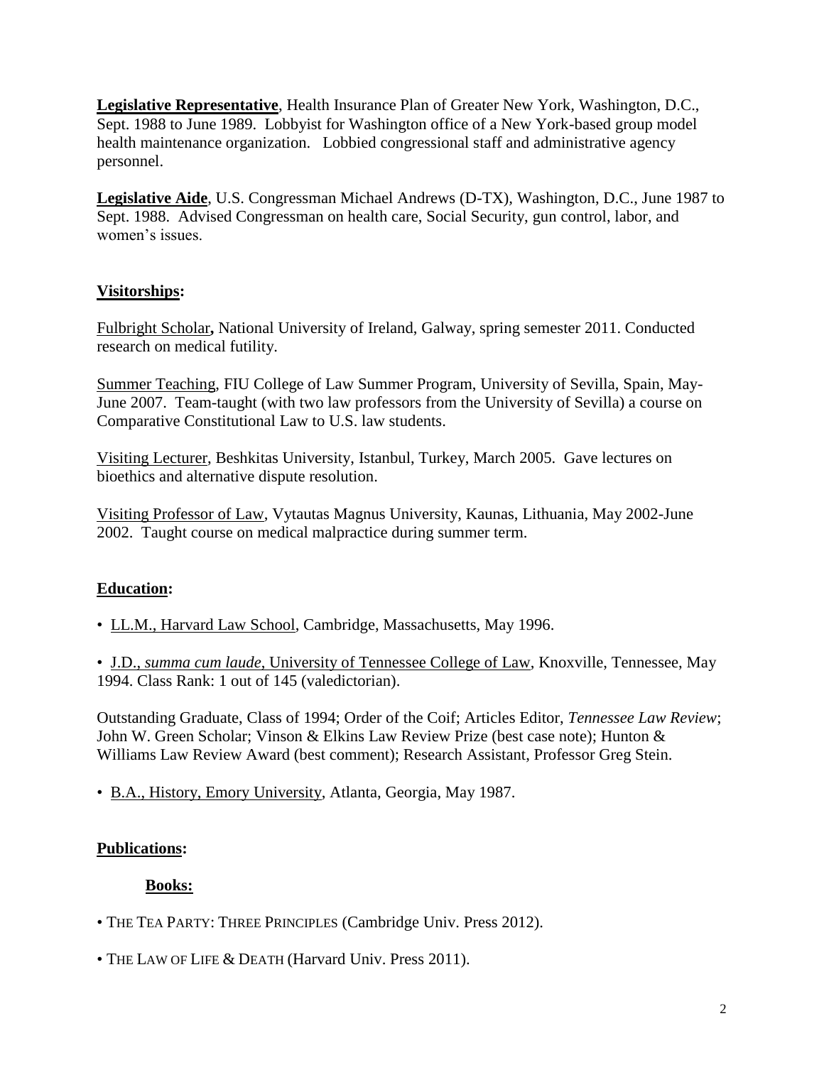**Legislative Representative**, Health Insurance Plan of Greater New York, Washington, D.C., Sept. 1988 to June 1989. Lobbyist for Washington office of a New York-based group model health maintenance organization. Lobbied congressional staff and administrative agency personnel.

**Legislative Aide**, U.S. Congressman Michael Andrews (D-TX), Washington, D.C., June 1987 to Sept. 1988. Advised Congressman on health care, Social Security, gun control, labor, and women's issues.

## **Visitorships:**

Fulbright Scholar**,** National University of Ireland, Galway, spring semester 2011. Conducted research on medical futility.

Summer Teaching, FIU College of Law Summer Program, University of Sevilla, Spain, May-June 2007. Team-taught (with two law professors from the University of Sevilla) a course on Comparative Constitutional Law to U.S. law students.

Visiting Lecturer, Beshkitas University, Istanbul, Turkey, March 2005. Gave lectures on bioethics and alternative dispute resolution.

Visiting Professor of Law, Vytautas Magnus University, Kaunas, Lithuania, May 2002-June 2002. Taught course on medical malpractice during summer term.

## **Education:**

- LL.M., Harvard Law School, Cambridge, Massachusetts, May 1996.

- J.D., *summa cum laude*, University of Tennessee College of Law, Knoxville, Tennessee, May 1994. Class Rank: 1 out of 145 (valedictorian).

Outstanding Graduate, Class of 1994; Order of the Coif; Articles Editor, *Tennessee Law Review*; John W. Green Scholar; Vinson & Elkins Law Review Prize (best case note); Hunton & Williams Law Review Award (best comment); Research Assistant, Professor Greg Stein.

- B.A., History, Emory University, Atlanta, Georgia, May 1987.

## **Publications:**

### **Books:**

- THE TEA PARTY: THREE PRINCIPLES (Cambridge Univ. Press 2012).

- THE LAW OF LIFE & DEATH (Harvard Univ. Press 2011).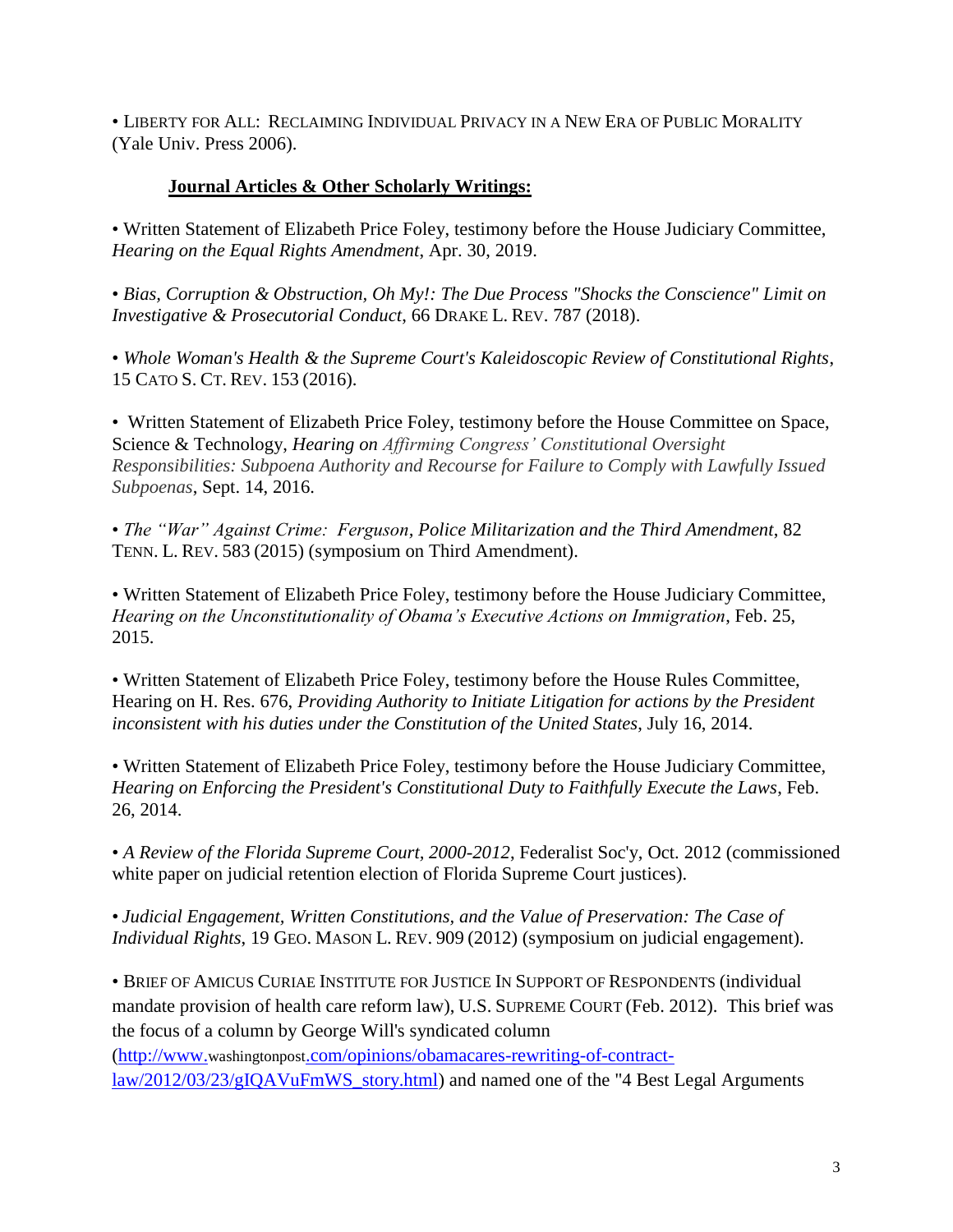• LIBERTY FOR ALL: RECLAIMING INDIVIDUAL PRIVACY IN A NEW ERA OF PUBLIC MORALITY (Yale Univ. Press 2006).

**Journal Articles & Other Scholarly Writings:**

• Written Statement of Elizabeth Price Foley, testimony before the House Judiciary Committee, *Hearing on the Equal Rights Amendment*, Apr. 30, 2019.

• *Bias, Corruption & Obstruction, Oh My!: The Due Process "Shocks the Conscience" Limit on Investigative & Prosecutorial Conduct*, 66 DRAKE L. REV. 787 (2018).

• *Whole Woman's Health & the Supreme Court's Kaleidoscopic Review of Constitutional Rights*, 15 CATO S. CT. REV. 153 (2016).

• Written Statement of Elizabeth Price Foley, testimony before the House Committee on Space, Science & Technology, *Hearing on Affirming Congress' Constitutional Oversight Responsibilities: Subpoena Authority and Recourse for Failure to Comply with Lawfully Issued Subpoenas*, Sept. 14, 2016.

• *The "War" Against Crime: Ferguson, Police Militarization and the Third Amendment*, 82 TENN. L. REV. 583 (2015) (symposium on Third Amendment).

• Written Statement of Elizabeth Price Foley, testimony before the House Judiciary Committee, *Hearing on the Unconstitutionality of Obama's Executive Actions on Immigration*, Feb. 25, 2015.

• Written Statement of Elizabeth Price Foley, testimony before the House Rules Committee, Hearing on H. Res. 676, *Providing Authority to Initiate Litigation for actions by the President inconsistent with his duties under the Constitution of the United States*, July 16, 2014.

• Written Statement of Elizabeth Price Foley, testimony before the House Judiciary Committee, *Hearing on Enforcing the President's Constitutional Duty to Faithfully Execute the Laws*, Feb. 26, 2014.

• *A Review of the Florida Supreme Court, 2000-2012*, Federalist Soc'y, Oct. 2012 (commissioned white paper on judicial retention election of Florida Supreme Court justices).

• *Judicial Engagement, Written Constitutions, and the Value of Preservation: The Case of Individual Rights*, 19 GEO. MASON L. REV. 909 (2012) (symposium on judicial engagement).

• BRIEF OF AMICUS CURIAE INSTITUTE FOR JUSTICE IN SUPPORT OF RESPONDENTS (individual mandate provision of health care reform law), U.S. SUPREME COURT (Feb. 2012). This brief was the focus of a column by George Will's syndicated column (http://www.washingtonpost.com/opinions/obamacares-rewriting-of-contract-law/2012/03/23/gIQAVuFmWS_story.html) and named one of the "4 Best Legal Arguments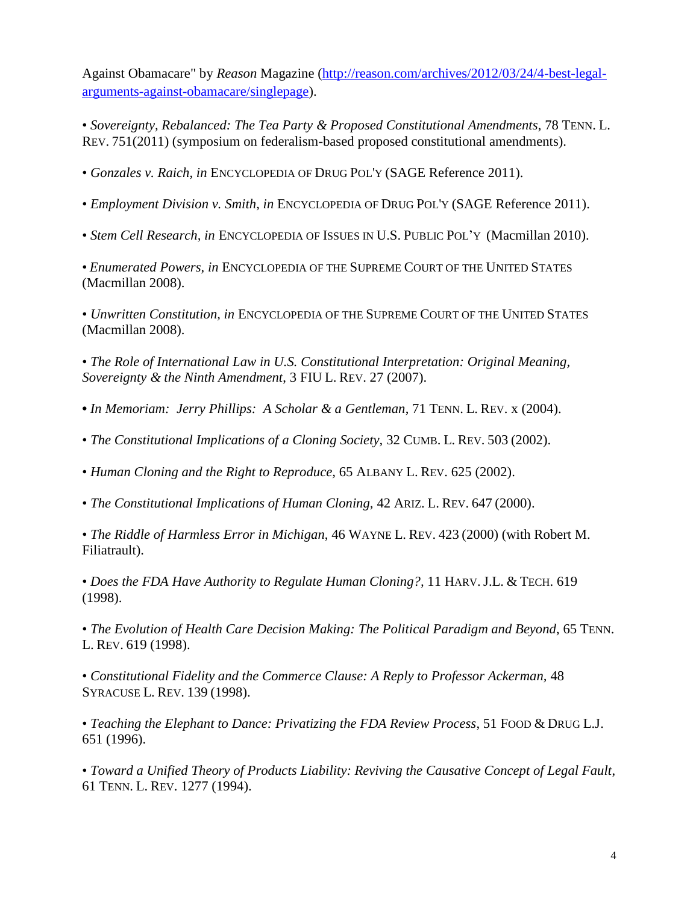Against Obamacare" by *Reason* Magazine ([http://reason.com/archives/2012/03/24/4-best-legal-arguments-against-obamacare/singlepage](http://reason.com/archives/2012/03/24/4-best-legal-arguments-against-obamacare/singlepage)).

• *Sovereignty, Rebalanced: The Tea Party & Proposed Constitutional Amendments*, 78 TENN. L. REV. 751(2011) (symposium on federalism-based proposed constitutional amendments).

• *Gonzales v. Raich*, *in* ENCYCLOPEDIA OF DRUG POL'Y (SAGE Reference 2011).

• *Employment Division v. Smith*, *in* ENCYCLOPEDIA OF DRUG POL'Y (SAGE Reference 2011).

• *Stem Cell Research*, *in* ENCYCLOPEDIA OF ISSUES IN U.S. PUBLIC POL'Y (Macmillan 2010).

• *Enumerated Powers, in* ENCYCLOPEDIA OF THE SUPREME COURT OF THE UNITED STATES (Macmillan 2008).

• *Unwritten Constitution*, *in* ENCYCLOPEDIA OF THE SUPREME COURT OF THE UNITED STATES (Macmillan 2008).

• *The Role of International Law in U.S. Constitutional Interpretation: Original Meaning, Sovereignty & the Ninth Amendment*, 3 FIU L. REV. 27 (2007).

• *In Memoriam: Jerry Phillips: A Scholar & a Gentleman*, 71 TENN. L. REV. x (2004).

• *The Constitutional Implications of a Cloning Society*, 32 CUMB. L. REV. 503 (2002).

• *Human Cloning and the Right to Reproduce*, 65 ALBANY L. REV. 625 (2002).

• *The Constitutional Implications of Human Cloning,* 42 ARIZ. L. REV. 647 (2000).

• *The Riddle of Harmless Error in Michigan*, 46 WAYNE L. REV. 423 (2000) (with Robert M. Filiatrault).

• *Does the FDA Have Authority to Regulate Human Cloning?,* 11 HARV. J.L. & TECH. 619 (1998).

• *The Evolution of Health Care Decision Making: The Political Paradigm and Beyond*, 65 TENN. L. REV. 619 (1998).

• *Constitutional Fidelity and the Commerce Clause: A Reply to Professor Ackerman*, 48 SYRACUSE L. REV. 139 (1998).

• *Teaching the Elephant to Dance: Privatizing the FDA Review Process*, 51 FOOD & DRUG L.J. 651 (1996).

• *Toward a Unified Theory of Products Liability: Reviving the Causative Concept of Legal Fault*, 61 TENN. L. REV. 1277 (1994).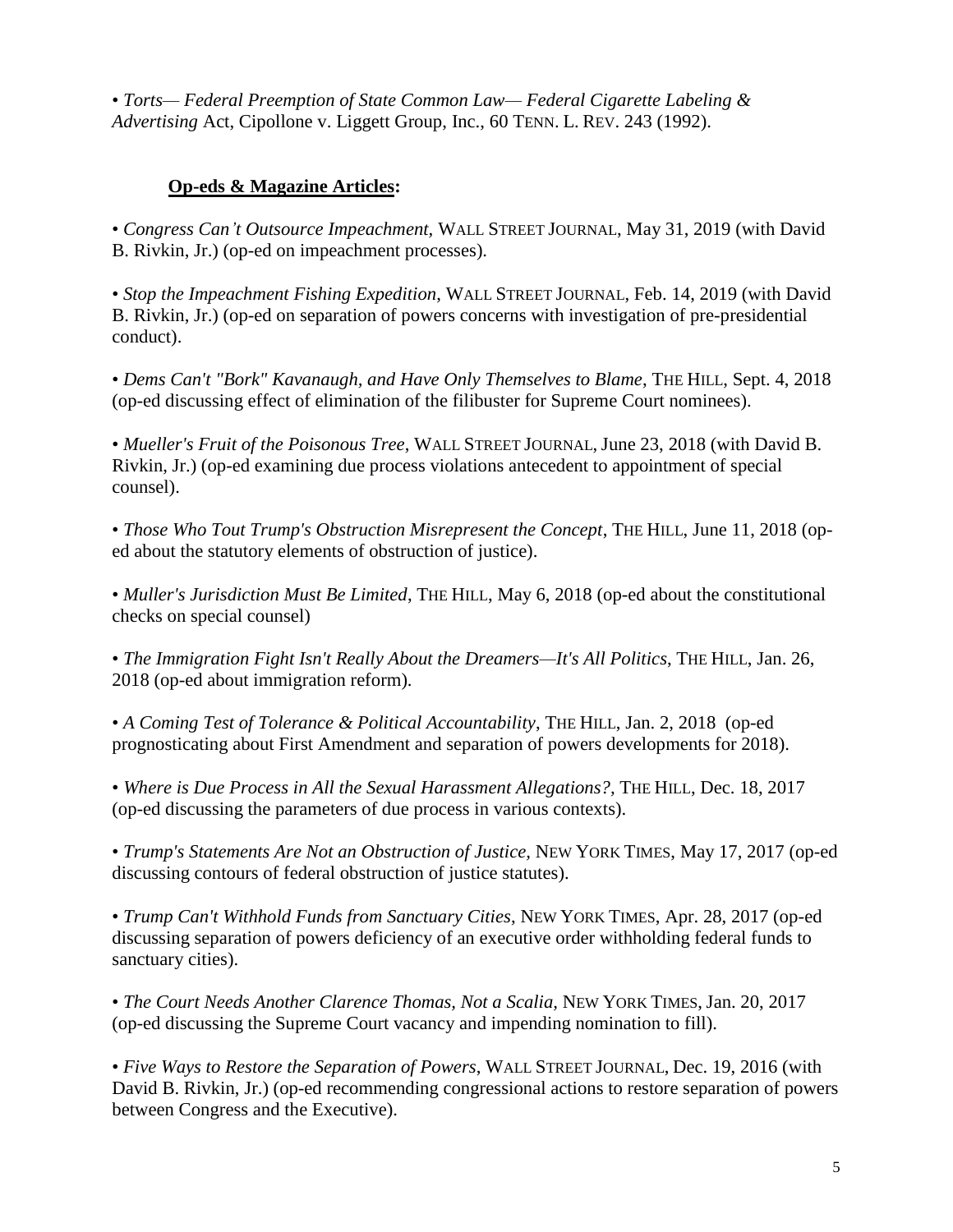• *Torts— Federal Preemption of State Common Law— Federal Cigarette Labeling & Advertising* Act, Cipollone v. Liggett Group, Inc., 60 TENN. L. REV. 243 (1992).

**Op-eds & Magazine Articles:**

• *Congress Can't Outsource Impeachment*, WALL STREET JOURNAL, May 31, 2019 (with David B. Rivkin, Jr.) (op-ed on impeachment processes).

• *Stop the Impeachment Fishing Expedition*, WALL STREET JOURNAL, Feb. 14, 2019 (with David B. Rivkin, Jr.) (op-ed on separation of powers concerns with investigation of pre-presidential conduct).

• *Dems Can't "Bork" Kavanaugh, and Have Only Themselves to Blame*, THE HILL, Sept. 4, 2018 (op-ed discussing effect of elimination of the filibuster for Supreme Court nominees).

• *Mueller's Fruit of the Poisonous Tree*, WALL STREET JOURNAL, June 23, 2018 (with David B. Rivkin, Jr.) (op-ed examining due process violations antecedent to appointment of special counsel).

• *Those Who Tout Trump's Obstruction Misrepresent the Concept*, THE HILL, June 11, 2018 (op-ed about the statutory elements of obstruction of justice).

• *Muller's Jurisdiction Must Be Limited*, THE HILL, May 6, 2018 (op-ed about the constitutional checks on special counsel)

• *The Immigration Fight Isn't Really About the Dreamers—It's All Politics*, THE HILL, Jan. 26, 2018 (op-ed about immigration reform).

• *A Coming Test of Tolerance & Political Accountability*, THE HILL, Jan. 2, 2018 (op-ed prognosticating about First Amendment and separation of powers developments for 2018).

• *Where is Due Process in All the Sexual Harassment Allegations?*, THE HILL, Dec. 18, 2017 (op-ed discussing the parameters of due process in various contexts).

• *Trump's Statements Are Not an Obstruction of Justice*, NEW YORK TIMES, May 17, 2017 (op-ed discussing contours of federal obstruction of justice statutes).

• *Trump Can't Withhold Funds from Sanctuary Cities*, NEW YORK TIMES, Apr. 28, 2017 (op-ed discussing separation of powers deficiency of an executive order withholding federal funds to sanctuary cities).

• *The Court Needs Another Clarence Thomas, Not a Scalia*, NEW YORK TIMES, Jan. 20, 2017 (op-ed discussing the Supreme Court vacancy and impending nomination to fill).

• *Five Ways to Restore the Separation of Powers*, WALL STREET JOURNAL, Dec. 19, 2016 (with David B. Rivkin, Jr.) (op-ed recommending congressional actions to restore separation of powers between Congress and the Executive).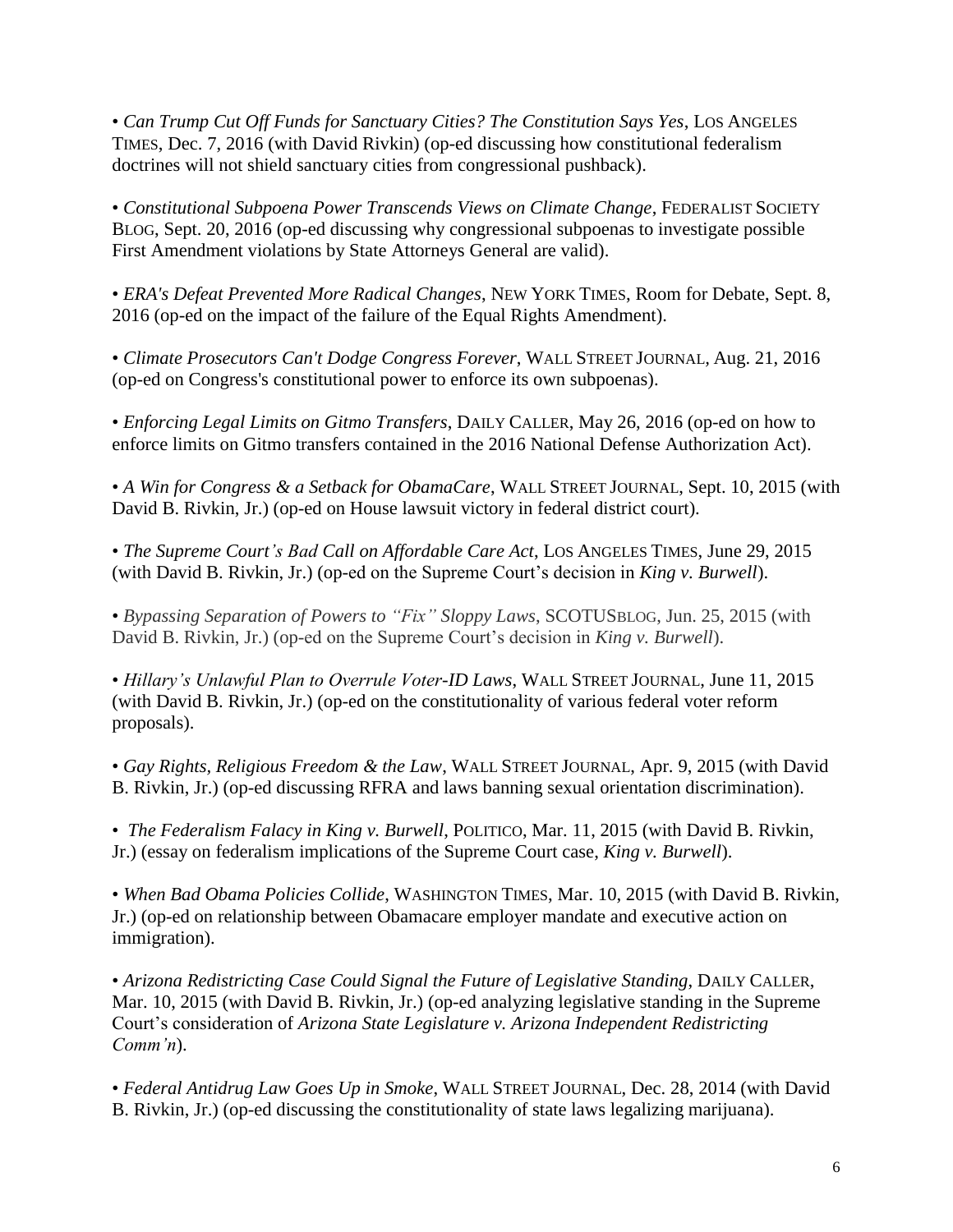• *Can Trump Cut Off Funds for Sanctuary Cities? The Constitution Says Yes*, LOS ANGELES TIMES, Dec. 7, 2016 (with David Rivkin) (op-ed discussing how constitutional federalism doctrines will not shield sanctuary cities from congressional pushback).

• *Constitutional Subpoena Power Transcends Views on Climate Change*, FEDERALIST SOCIETY BLOG, Sept. 20, 2016 (op-ed discussing why congressional subpoenas to investigate possible First Amendment violations by State Attorneys General are valid).

• *ERA's Defeat Prevented More Radical Changes*, NEW YORK TIMES, Room for Debate, Sept. 8, 2016 (op-ed on the impact of the failure of the Equal Rights Amendment).

• *Climate Prosecutors Can't Dodge Congress Forever*, WALL STREET JOURNAL, Aug. 21, 2016 (op-ed on Congress's constitutional power to enforce its own subpoenas).

• *Enforcing Legal Limits on Gitmo Transfers*, DAILY CALLER, May 26, 2016 (op-ed on how to enforce limits on Gitmo transfers contained in the 2016 National Defense Authorization Act).

• *A Win for Congress & a Setback for ObamaCare*, WALL STREET JOURNAL, Sept. 10, 2015 (with David B. Rivkin, Jr.) (op-ed on House lawsuit victory in federal district court).

• *The Supreme Court's Bad Call on Affordable Care Act*, LOS ANGELES TIMES, June 29, 2015 (with David B. Rivkin, Jr.) (op-ed on the Supreme Court's decision in *King v. Burwell*).

• *Bypassing Separation of Powers to "Fix" Sloppy Laws*, SCOTUSBLOG, Jun. 25, 2015 (with David B. Rivkin, Jr.) (op-ed on the Supreme Court's decision in *King v. Burwell*).

• *Hillary's Unlawful Plan to Overrule Voter-ID Laws*, WALL STREET JOURNAL, June 11, 2015 (with David B. Rivkin, Jr.) (op-ed on the constitutionality of various federal voter reform proposals).

• *Gay Rights, Religious Freedom & the Law*, WALL STREET JOURNAL, Apr. 9, 2015 (with David B. Rivkin, Jr.) (op-ed discussing RFRA and laws banning sexual orientation discrimination).

• *The Federalism Falacy in King v. Burwell*, POLITICO, Mar. 11, 2015 (with David B. Rivkin, Jr.) (essay on federalism implications of the Supreme Court case, *King v. Burwell*).

• *When Bad Obama Policies Collide*, WASHINGTON TIMES, Mar. 10, 2015 (with David B. Rivkin, Jr.) (op-ed on relationship between Obamacare employer mandate and executive action on immigration).

• *Arizona Redistricting Case Could Signal the Future of Legislative Standing*, DAILY CALLER, Mar. 10, 2015 (with David B. Rivkin, Jr.) (op-ed analyzing legislative standing in the Supreme Court's consideration of *Arizona State Legislature v. Arizona Independent Redistricting Comm'n*).

• *Federal Antidrug Law Goes Up in Smoke*, WALL STREET JOURNAL, Dec. 28, 2014 (with David B. Rivkin, Jr.) (op-ed discussing the constitutionality of state laws legalizing marijuana).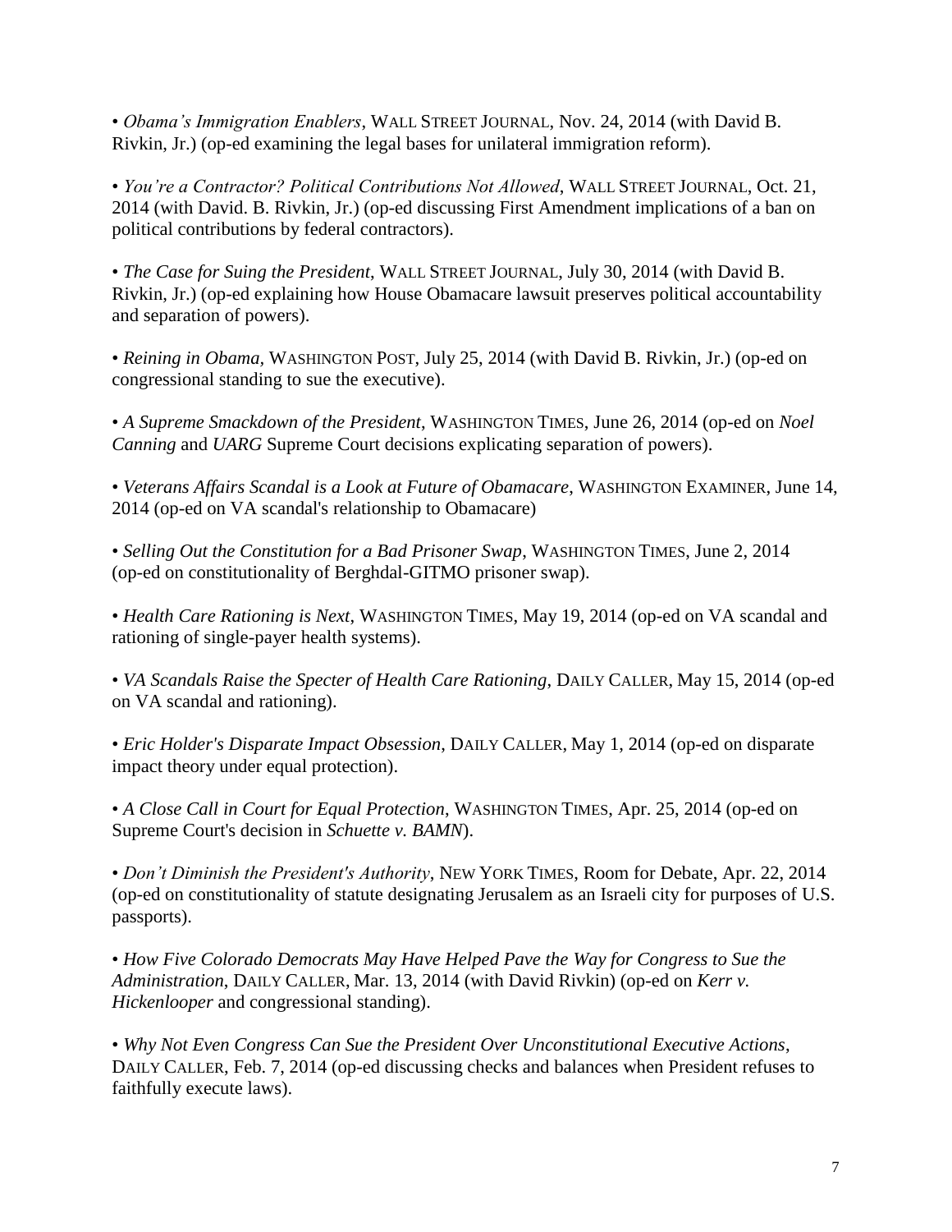• *Obama's Immigration Enablers*, WALL STREET JOURNAL, Nov. 24, 2014 (with David B. Rivkin, Jr.) (op-ed examining the legal bases for unilateral immigration reform).

• *You're a Contractor? Political Contributions Not Allowed*, WALL STREET JOURNAL, Oct. 21, 2014 (with David. B. Rivkin, Jr.) (op-ed discussing First Amendment implications of a ban on political contributions by federal contractors).

• *The Case for Suing the President*, WALL STREET JOURNAL, July 30, 2014 (with David B. Rivkin, Jr.) (op-ed explaining how House Obamacare lawsuit preserves political accountability and separation of powers).

• *Reining in Obama*, WASHINGTON POST, July 25, 2014 (with David B. Rivkin, Jr.) (op-ed on congressional standing to sue the executive).

• *A Supreme Smackdown of the President*, WASHINGTON TIMES, June 26, 2014 (op-ed on *Noel Canning* and *UARG* Supreme Court decisions explicating separation of powers).

• *Veterans Affairs Scandal is a Look at Future of Obamacare*, WASHINGTON EXAMINER, June 14, 2014 (op-ed on VA scandal's relationship to Obamacare)

• *Selling Out the Constitution for a Bad Prisoner Swap*, WASHINGTON TIMES, June 2, 2014 (op-ed on constitutionality of Berghdal-GITMO prisoner swap).

• *Health Care Rationing is Next*, WASHINGTON TIMES, May 19, 2014 (op-ed on VA scandal and rationing of single-payer health systems).

• *VA Scandals Raise the Specter of Health Care Rationing*, DAILY CALLER, May 15, 2014 (op-ed on VA scandal and rationing).

• *Eric Holder's Disparate Impact Obsession*, DAILY CALLER, May 1, 2014 (op-ed on disparate impact theory under equal protection).

• *A Close Call in Court for Equal Protection*, WASHINGTON TIMES, Apr. 25, 2014 (op-ed on Supreme Court's decision in *Schuette v. BAMN*).

• *Don't Diminish the President's Authority*, NEW YORK TIMES, Room for Debate, Apr. 22, 2014 (op-ed on constitutionality of statute designating Jerusalem as an Israeli city for purposes of U.S. passports).

• *How Five Colorado Democrats May Have Helped Pave the Way for Congress to Sue the Administration*, DAILY CALLER, Mar. 13, 2014 (with David Rivkin) (op-ed on *Kerr v. Hickenlooper* and congressional standing).

• *Why Not Even Congress Can Sue the President Over Unconstitutional Executive Actions*, DAILY CALLER, Feb. 7, 2014 (op-ed discussing checks and balances when President refuses to faithfully execute laws).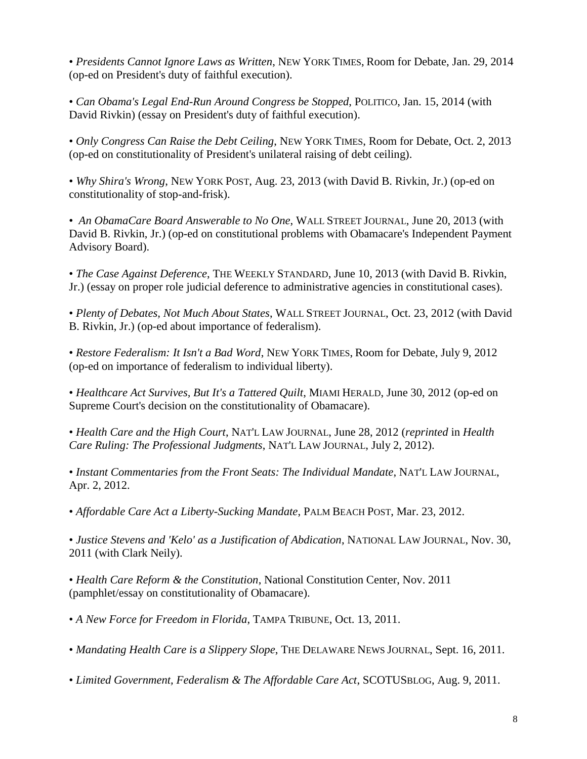• *Presidents Cannot Ignore Laws as Written*, NEW YORK TIMES, Room for Debate, Jan. 29, 2014 (op-ed on President's duty of faithful execution).

• *Can Obama's Legal End-Run Around Congress be Stopped*, POLITICO, Jan. 15, 2014 (with David Rivkin) (essay on President's duty of faithful execution).

• *Only Congress Can Raise the Debt Ceiling*, NEW YORK TIMES, Room for Debate, Oct. 2, 2013 (op-ed on constitutionality of President's unilateral raising of debt ceiling).

• *Why Shira's Wrong*, NEW YORK POST, Aug. 23, 2013 (with David B. Rivkin, Jr.) (op-ed on constitutionality of stop-and-frisk).

• *An ObamaCare Board Answerable to No One*, WALL STREET JOURNAL, June 20, 2013 (with David B. Rivkin, Jr.) (op-ed on constitutional problems with Obamacare's Independent Payment Advisory Board).

• *The Case Against Deference*, THE WEEKLY STANDARD, June 10, 2013 (with David B. Rivkin, Jr.) (essay on proper role judicial deference to administrative agencies in constitutional cases).

• *Plenty of Debates, Not Much About States*, WALL STREET JOURNAL, Oct. 23, 2012 (with David B. Rivkin, Jr.) (op-ed about importance of federalism).

• *Restore Federalism: It Isn't a Bad Word*, NEW YORK TIMES, Room for Debate, July 9, 2012 (op-ed on importance of federalism to individual liberty).

• *Healthcare Act Survives, But It's a Tattered Quilt*, MIAMI HERALD, June 30, 2012 (op-ed on Supreme Court's decision on the constitutionality of Obamacare).

• *Health Care and the High Court*, NAT'L LAW JOURNAL, June 28, 2012 (*reprinted* in *Health Care Ruling: The Professional Judgments*, NAT'L LAW JOURNAL, July 2, 2012).

• *Instant Commentaries from the Front Seats: The Individual Mandate*, NAT'L LAW JOURNAL, Apr. 2, 2012.

• *Affordable Care Act a Liberty-Sucking Mandate*, PALM BEACH POST, Mar. 23, 2012.

• *Justice Stevens and 'Kelo' as a Justification of Abdication*, NATIONAL LAW JOURNAL, Nov. 30, 2011 (with Clark Neily).

• *Health Care Reform & the Constitution*, National Constitution Center, Nov. 2011 (pamphlet/essay on constitutionality of Obamacare).

• *A New Force for Freedom in Florida*, TAMPA TRIBUNE, Oct. 13, 2011.

• *Mandating Health Care is a Slippery Slope*, THE DELAWARE NEWS JOURNAL, Sept. 16, 2011.

• *Limited Government, Federalism & The Affordable Care Act*, SCOTUSBLOG, Aug. 9, 2011.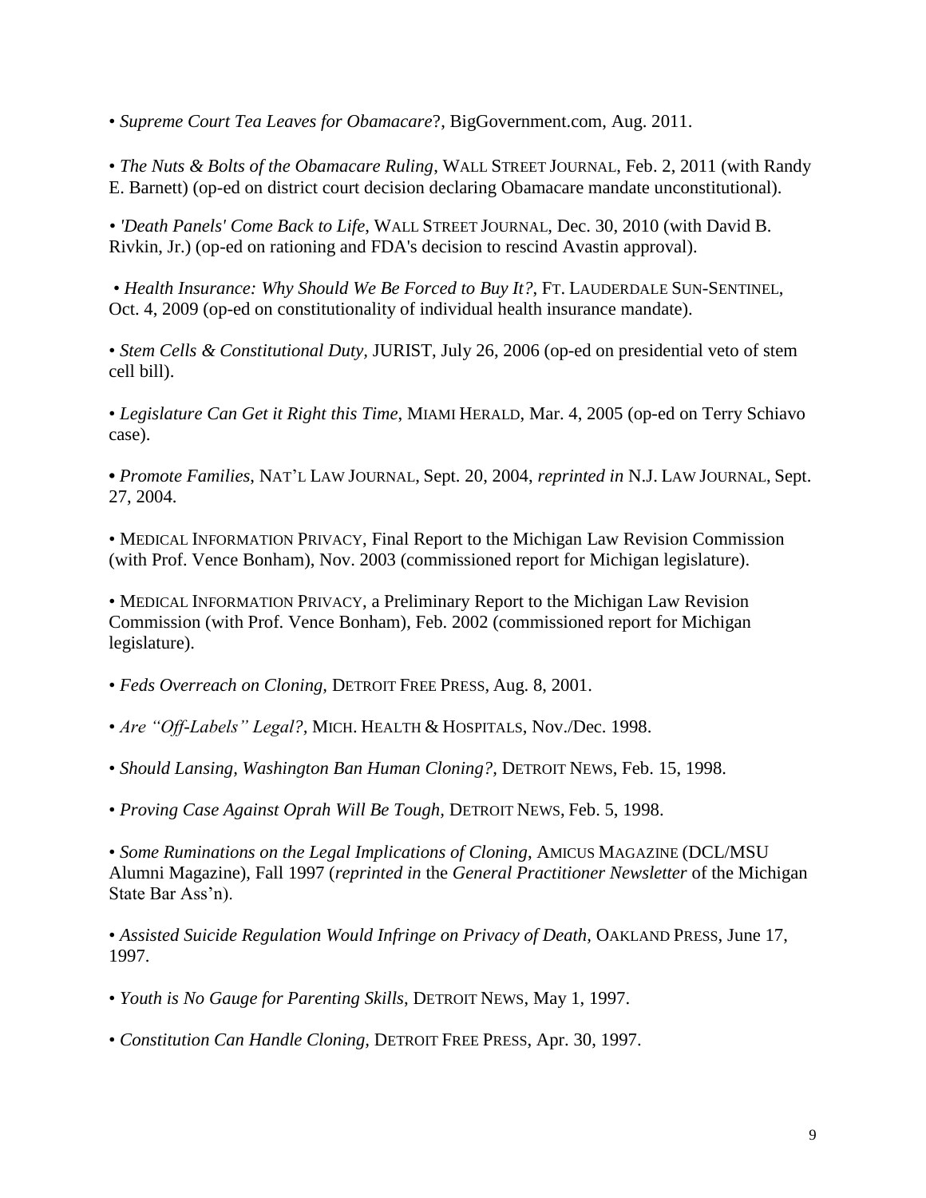- *Supreme Court Tea Leaves for Obamacare*?, BigGovernment.com, Aug. 2011.

- *The Nuts & Bolts of the Obamacare Ruling*, WALL STREET JOURNAL, Feb. 2, 2011 (with Randy E. Barnett) (op-ed on district court decision declaring Obamacare mandate unconstitutional).

- *'Death Panels' Come Back to Life*, WALL STREET JOURNAL, Dec. 30, 2010 (with David B. Rivkin, Jr.) (op-ed on rationing and FDA's decision to rescind Avastin approval).

- *Health Insurance: Why Should We Be Forced to Buy It?*, FT. LAUDERDALE SUN-SENTINEL, Oct. 4, 2009 (op-ed on constitutionality of individual health insurance mandate).

- *Stem Cells & Constitutional Duty*, JURIST, July 26, 2006 (op-ed on presidential veto of stem cell bill).

- *Legislature Can Get it Right this Time*, MIAMI HERALD, Mar. 4, 2005 (op-ed on Terry Schiavo case).

- *Promote Families*, NAT'L LAW JOURNAL, Sept. 20, 2004, *reprinted in* N.J. LAW JOURNAL, Sept. 27, 2004.

- MEDICAL INFORMATION PRIVACY, Final Report to the Michigan Law Revision Commission (with Prof. Vence Bonham), Nov. 2003 (commissioned report for Michigan legislature).

- MEDICAL INFORMATION PRIVACY, a Preliminary Report to the Michigan Law Revision Commission (with Prof. Vence Bonham), Feb. 2002 (commissioned report for Michigan legislature).

- *Feds Overreach on Cloning*, DETROIT FREE PRESS, Aug. 8, 2001.

- *Are "Off-Labels" Legal?*, MICH. HEALTH & HOSPITALS, Nov./Dec. 1998.

- *Should Lansing, Washington Ban Human Cloning?*, DETROIT NEWS, Feb. 15, 1998.

- *Proving Case Against Oprah Will Be Tough*, DETROIT NEWS, Feb. 5, 1998.

- *Some Ruminations on the Legal Implications of Cloning*, AMICUS MAGAZINE (DCL/MSU Alumni Magazine), Fall 1997 (*reprinted in* the *General Practitioner Newsletter* of the Michigan State Bar Ass'n).

- *Assisted Suicide Regulation Would Infringe on Privacy of Death*, OAKLAND PRESS, June 17, 1997.

- *Youth is No Gauge for Parenting Skills*, DETROIT NEWS, May 1, 1997.

- *Constitution Can Handle Cloning*, DETROIT FREE PRESS, Apr. 30, 1997.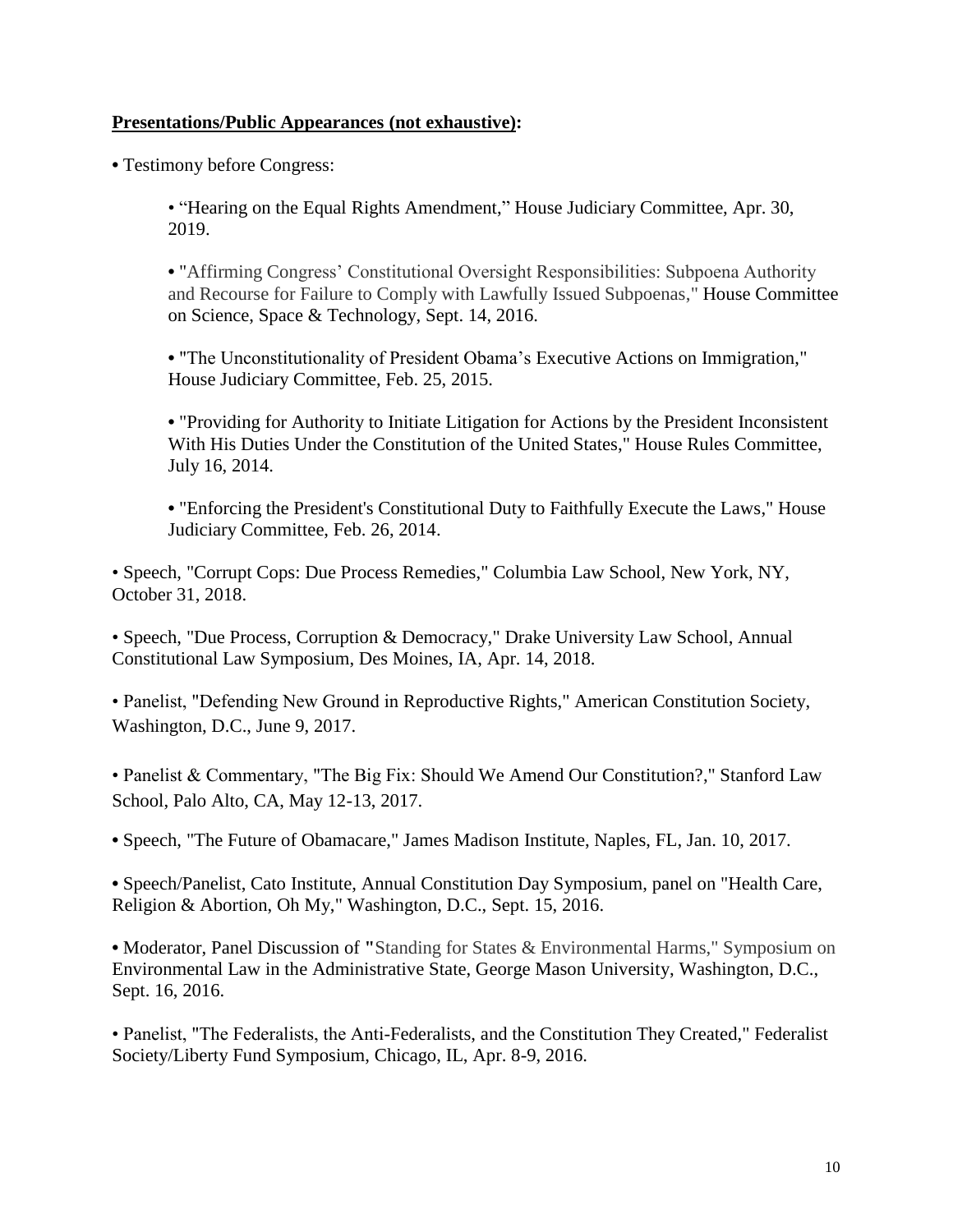**Presentations/Public Appearances (not exhaustive):**

- Testimony before Congress:

    - "Hearing on the Equal Rights Amendment," House Judiciary Committee, Apr. 30, 2019.

    - "Affirming Congress' Constitutional Oversight Responsibilities: Subpoena Authority and Recourse for Failure to Comply with Lawfully Issued Subpoenas," House Committee on Science, Space & Technology, Sept. 14, 2016.

    - "The Unconstitutionality of President Obama's Executive Actions on Immigration," House Judiciary Committee, Feb. 25, 2015.

    - "Providing for Authority to Initiate Litigation for Actions by the President Inconsistent With His Duties Under the Constitution of the United States," House Rules Committee, July 16, 2014.

    - "Enforcing the President's Constitutional Duty to Faithfully Execute the Laws," House Judiciary Committee, Feb. 26, 2014.

- Speech, "Corrupt Cops: Due Process Remedies," Columbia Law School, New York, NY, October 31, 2018.

- Speech, "Due Process, Corruption & Democracy," Drake University Law School, Annual Constitutional Law Symposium, Des Moines, IA, Apr. 14, 2018.

- Panelist, "Defending New Ground in Reproductive Rights," American Constitution Society, Washington, D.C., June 9, 2017.

- Panelist & Commentary, "The Big Fix: Should We Amend Our Constitution?," Stanford Law School, Palo Alto, CA, May 12-13, 2017.

- Speech, "The Future of Obamacare," James Madison Institute, Naples, FL, Jan. 10, 2017.

- Speech/Panelist, Cato Institute, Annual Constitution Day Symposium, panel on "Health Care, Religion & Abortion, Oh My," Washington, D.C., Sept. 15, 2016.

- Moderator, Panel Discussion of "Standing for States & Environmental Harms," Symposium on Environmental Law in the Administrative State, George Mason University, Washington, D.C., Sept. 16, 2016.

- Panelist, "The Federalists, the Anti-Federalists, and the Constitution They Created," Federalist Society/Liberty Fund Symposium, Chicago, IL, Apr. 8-9, 2016.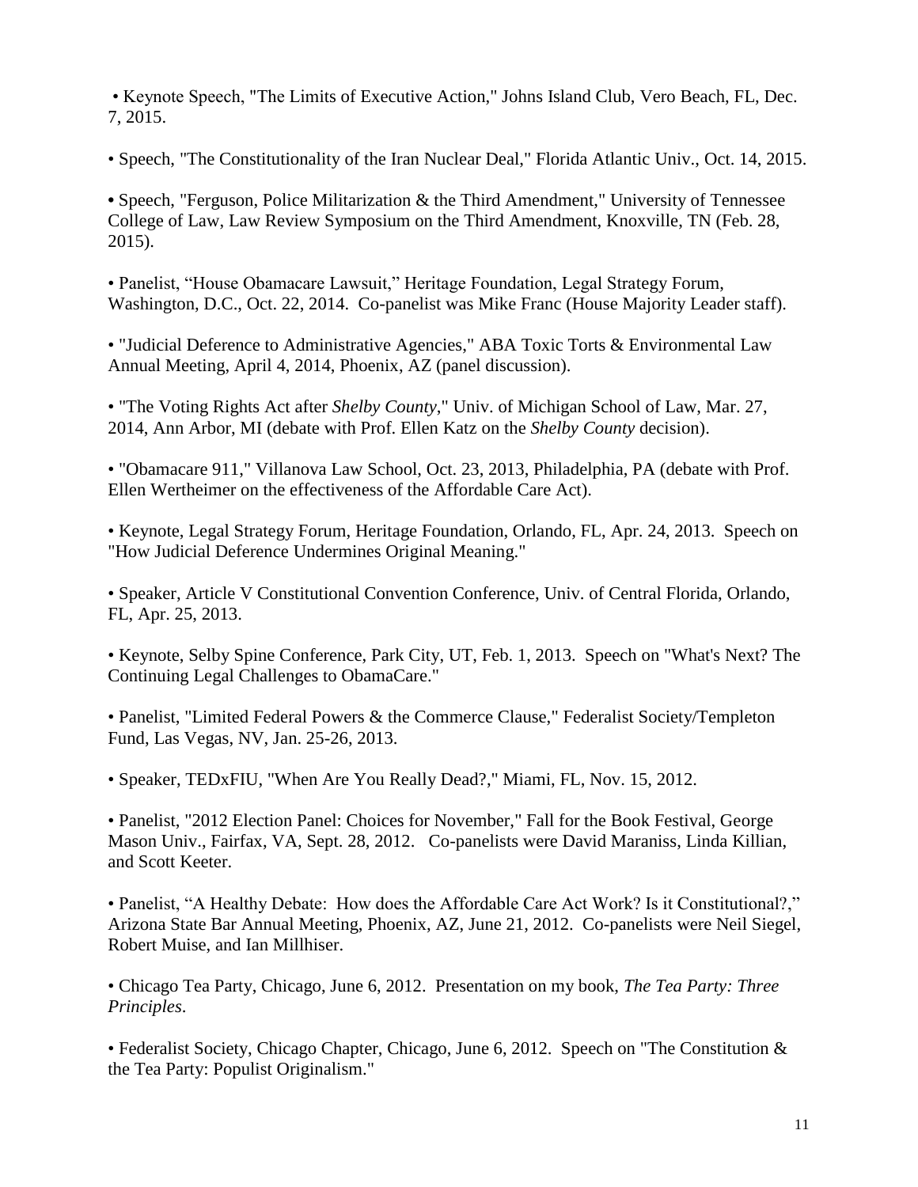• Keynote Speech, "The Limits of Executive Action," Johns Island Club, Vero Beach, FL, Dec. 7, 2015.

• Speech, "The Constitutionality of the Iran Nuclear Deal," Florida Atlantic Univ., Oct. 14, 2015.

• Speech, "Ferguson, Police Militarization & the Third Amendment," University of Tennessee College of Law, Law Review Symposium on the Third Amendment, Knoxville, TN (Feb. 28, 2015).

• Panelist, "House Obamacare Lawsuit," Heritage Foundation, Legal Strategy Forum, Washington, D.C., Oct. 22, 2014. Co-panelist was Mike Franc (House Majority Leader staff).

• "Judicial Deference to Administrative Agencies," ABA Toxic Torts & Environmental Law Annual Meeting, April 4, 2014, Phoenix, AZ (panel discussion).

• "The Voting Rights Act after *Shelby County*," Univ. of Michigan School of Law, Mar. 27, 2014, Ann Arbor, MI (debate with Prof. Ellen Katz on the *Shelby County* decision).

• "Obamacare 911," Villanova Law School, Oct. 23, 2013, Philadelphia, PA (debate with Prof. Ellen Wertheimer on the effectiveness of the Affordable Care Act).

• Keynote, Legal Strategy Forum, Heritage Foundation, Orlando, FL, Apr. 24, 2013. Speech on "How Judicial Deference Undermines Original Meaning."

• Speaker, Article V Constitutional Convention Conference, Univ. of Central Florida, Orlando, FL, Apr. 25, 2013.

• Keynote, Selby Spine Conference, Park City, UT, Feb. 1, 2013. Speech on "What's Next? The Continuing Legal Challenges to ObamaCare."

• Panelist, "Limited Federal Powers & the Commerce Clause," Federalist Society/Templeton Fund, Las Vegas, NV, Jan. 25-26, 2013.

• Speaker, TEDxFIU, "When Are You Really Dead?," Miami, FL, Nov. 15, 2012.

• Panelist, "2012 Election Panel: Choices for November," Fall for the Book Festival, George Mason Univ., Fairfax, VA, Sept. 28, 2012. Co-panelists were David Maraniss, Linda Killian, and Scott Keeter.

• Panelist, "A Healthy Debate: How does the Affordable Care Act Work? Is it Constitutional?," Arizona State Bar Annual Meeting, Phoenix, AZ, June 21, 2012. Co-panelists were Neil Siegel, Robert Muise, and Ian Millhiser.

• Chicago Tea Party, Chicago, June 6, 2012. Presentation on my book, *The Tea Party: Three Principles*.

• Federalist Society, Chicago Chapter, Chicago, June 6, 2012. Speech on "The Constitution & the Tea Party: Populist Originalism."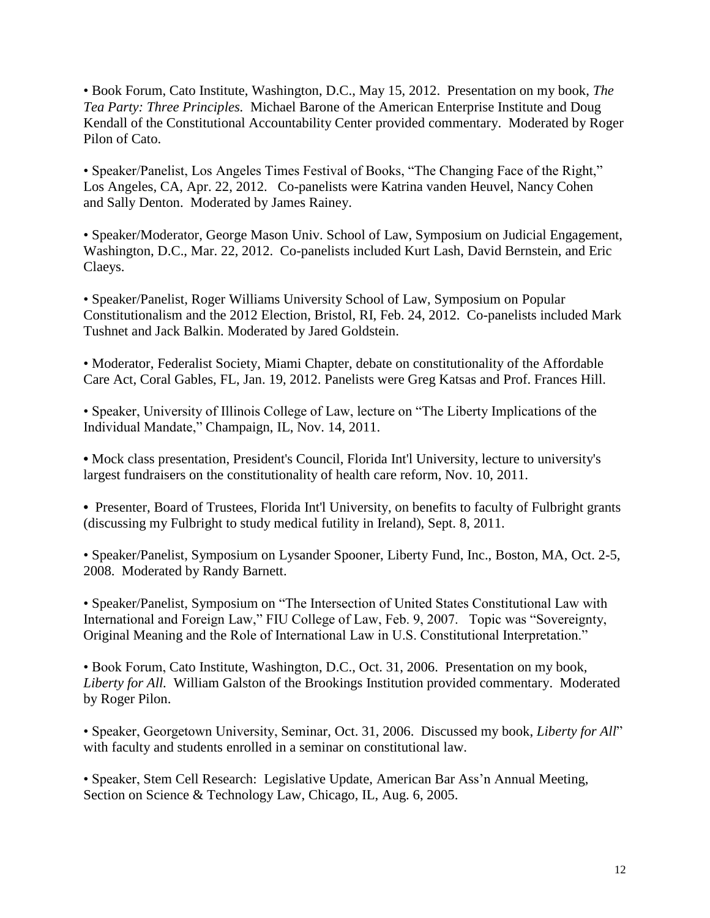• Book Forum, Cato Institute, Washington, D.C., May 15, 2012. Presentation on my book, *The Tea Party: Three Principles.* Michael Barone of the American Enterprise Institute and Doug Kendall of the Constitutional Accountability Center provided commentary. Moderated by Roger Pilon of Cato.

• Speaker/Panelist, Los Angeles Times Festival of Books, "The Changing Face of the Right," Los Angeles, CA, Apr. 22, 2012. Co-panelists were Katrina vanden Heuvel, Nancy Cohen and Sally Denton. Moderated by James Rainey.

• Speaker/Moderator, George Mason Univ. School of Law, Symposium on Judicial Engagement, Washington, D.C., Mar. 22, 2012. Co-panelists included Kurt Lash, David Bernstein, and Eric Claeys.

• Speaker/Panelist, Roger Williams University School of Law, Symposium on Popular Constitutionalism and the 2012 Election, Bristol, RI, Feb. 24, 2012. Co-panelists included Mark Tushnet and Jack Balkin. Moderated by Jared Goldstein.

• Moderator, Federalist Society, Miami Chapter, debate on constitutionality of the Affordable Care Act, Coral Gables, FL, Jan. 19, 2012. Panelists were Greg Katsas and Prof. Frances Hill.

• Speaker, University of Illinois College of Law, lecture on "The Liberty Implications of the Individual Mandate," Champaign, IL, Nov. 14, 2011.

• Mock class presentation, President's Council, Florida Int'l University, lecture to university's largest fundraisers on the constitutionality of health care reform, Nov. 10, 2011.

• Presenter, Board of Trustees, Florida Int'l University, on benefits to faculty of Fulbright grants (discussing my Fulbright to study medical futility in Ireland), Sept. 8, 2011.

• Speaker/Panelist, Symposium on Lysander Spooner, Liberty Fund, Inc., Boston, MA, Oct. 2-5, 2008. Moderated by Randy Barnett.

• Speaker/Panelist, Symposium on "The Intersection of United States Constitutional Law with International and Foreign Law," FIU College of Law, Feb. 9, 2007. Topic was "Sovereignty, Original Meaning and the Role of International Law in U.S. Constitutional Interpretation."

• Book Forum, Cato Institute, Washington, D.C., Oct. 31, 2006. Presentation on my book, *Liberty for All.* William Galston of the Brookings Institution provided commentary. Moderated by Roger Pilon.

• Speaker, Georgetown University, Seminar, Oct. 31, 2006. Discussed my book, *Liberty for All*" with faculty and students enrolled in a seminar on constitutional law.

• Speaker, Stem Cell Research: Legislative Update, American Bar Ass'n Annual Meeting, Section on Science & Technology Law, Chicago, IL, Aug. 6, 2005.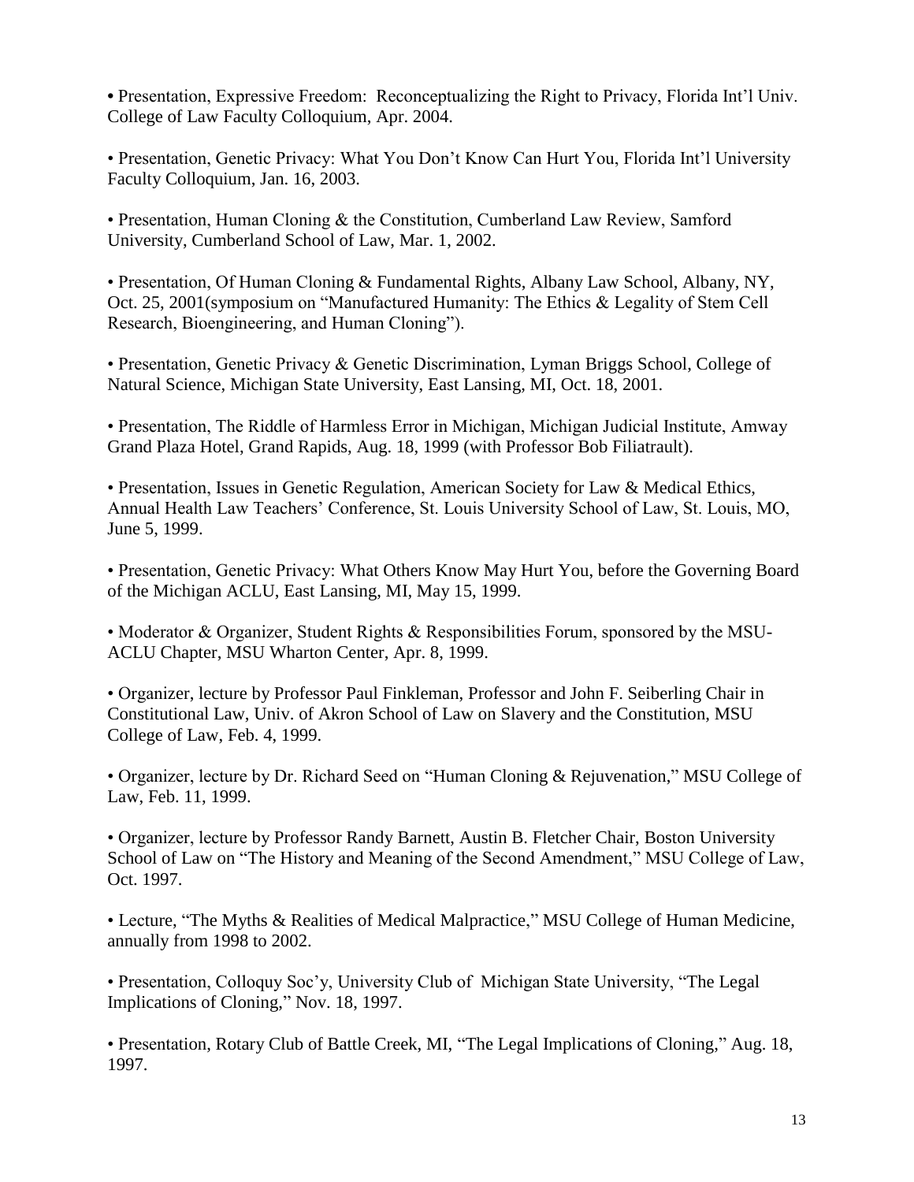- Presentation, Expressive Freedom: Reconceptualizing the Right to Privacy, Florida Int'l Univ. College of Law Faculty Colloquium, Apr. 2004.

- Presentation, Genetic Privacy: What You Don't Know Can Hurt You, Florida Int'l University Faculty Colloquium, Jan. 16, 2003.

- Presentation, Human Cloning & the Constitution, Cumberland Law Review, Samford University, Cumberland School of Law, Mar. 1, 2002.

- Presentation, Of Human Cloning & Fundamental Rights, Albany Law School, Albany, NY, Oct. 25, 2001(symposium on "Manufactured Humanity: The Ethics & Legality of Stem Cell Research, Bioengineering, and Human Cloning").

- Presentation, Genetic Privacy & Genetic Discrimination, Lyman Briggs School, College of Natural Science, Michigan State University, East Lansing, MI, Oct. 18, 2001.

- Presentation, The Riddle of Harmless Error in Michigan, Michigan Judicial Institute, Amway Grand Plaza Hotel, Grand Rapids, Aug. 18, 1999 (with Professor Bob Filiatrault).

- Presentation, Issues in Genetic Regulation, American Society for Law & Medical Ethics, Annual Health Law Teachers' Conference, St. Louis University School of Law, St. Louis, MO, June 5, 1999.

- Presentation, Genetic Privacy: What Others Know May Hurt You, before the Governing Board of the Michigan ACLU, East Lansing, MI, May 15, 1999.

- Moderator & Organizer, Student Rights & Responsibilities Forum, sponsored by the MSU-ACLU Chapter, MSU Wharton Center, Apr. 8, 1999.

- Organizer, lecture by Professor Paul Finkleman, Professor and John F. Seiberling Chair in Constitutional Law, Univ. of Akron School of Law on Slavery and the Constitution, MSU College of Law, Feb. 4, 1999.

- Organizer, lecture by Dr. Richard Seed on "Human Cloning & Rejuvenation," MSU College of Law, Feb. 11, 1999.

- Organizer, lecture by Professor Randy Barnett, Austin B. Fletcher Chair, Boston University School of Law on "The History and Meaning of the Second Amendment," MSU College of Law, Oct. 1997.

- Lecture, "The Myths & Realities of Medical Malpractice," MSU College of Human Medicine, annually from 1998 to 2002.

- Presentation, Colloquy Soc'y, University Club of Michigan State University, "The Legal Implications of Cloning," Nov. 18, 1997.

- Presentation, Rotary Club of Battle Creek, MI, "The Legal Implications of Cloning," Aug. 18, 1997.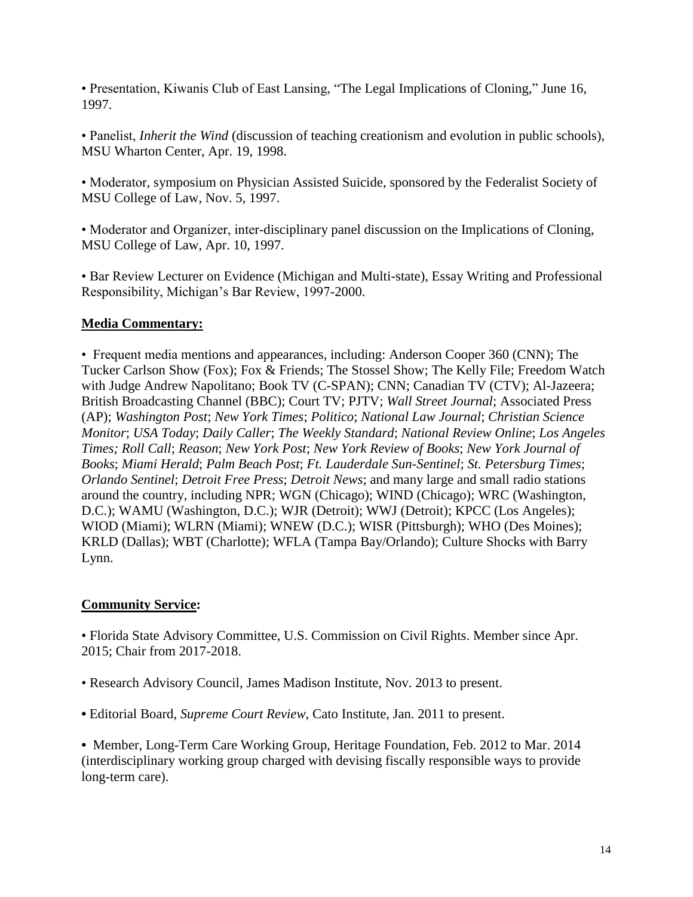• Presentation, Kiwanis Club of East Lansing, "The Legal Implications of Cloning," June 16, 1997.

• Panelist, *Inherit the Wind* (discussion of teaching creationism and evolution in public schools), MSU Wharton Center, Apr. 19, 1998.

• Moderator, symposium on Physician Assisted Suicide, sponsored by the Federalist Society of MSU College of Law, Nov. 5, 1997.

• Moderator and Organizer, inter-disciplinary panel discussion on the Implications of Cloning, MSU College of Law, Apr. 10, 1997.

• Bar Review Lecturer on Evidence (Michigan and Multi-state), Essay Writing and Professional Responsibility, Michigan's Bar Review, 1997-2000.

**Media Commentary:**

• Frequent media mentions and appearances, including: Anderson Cooper 360 (CNN); The Tucker Carlson Show (Fox); Fox & Friends; The Stossel Show; The Kelly File; Freedom Watch with Judge Andrew Napolitano; Book TV (C-SPAN); CNN; Canadian TV (CTV); Al-Jazeera; British Broadcasting Channel (BBC); Court TV; PJTV; *Wall Street Journal*; Associated Press (AP); *Washington Post*; *New York Times*; *Politico*; *National Law Journal*; *Christian Science Monitor*; *USA Today*; *Daily Caller*; *The Weekly Standard*; *National Review Online*; *Los Angeles Times; Roll Call*; *Reason*; *New York Post*; *New York Review of Books*; *New York Journal of Books*; *Miami Herald*; *Palm Beach Post*; *Ft. Lauderdale Sun-Sentinel*; *St. Petersburg Times*; *Orlando Sentinel*; *Detroit Free Press*; *Detroit News*; and many large and small radio stations around the country, including NPR; WGN (Chicago); WIND (Chicago); WRC (Washington, D.C.); WAMU (Washington, D.C.); WJR (Detroit); WWJ (Detroit); KPCC (Los Angeles); WIOD (Miami); WLRN (Miami); WNEW (D.C.); WISR (Pittsburgh); WHO (Des Moines); KRLD (Dallas); WBT (Charlotte); WFLA (Tampa Bay/Orlando); Culture Shocks with Barry Lynn.

**Community Service:**

• Florida State Advisory Committee, U.S. Commission on Civil Rights. Member since Apr. 2015; Chair from 2017-2018.

• Research Advisory Council, James Madison Institute, Nov. 2013 to present.

• Editorial Board, *Supreme Court Review*, Cato Institute, Jan. 2011 to present.

• Member, Long-Term Care Working Group, Heritage Foundation, Feb. 2012 to Mar. 2014 (interdisciplinary working group charged with devising fiscally responsible ways to provide long-term care).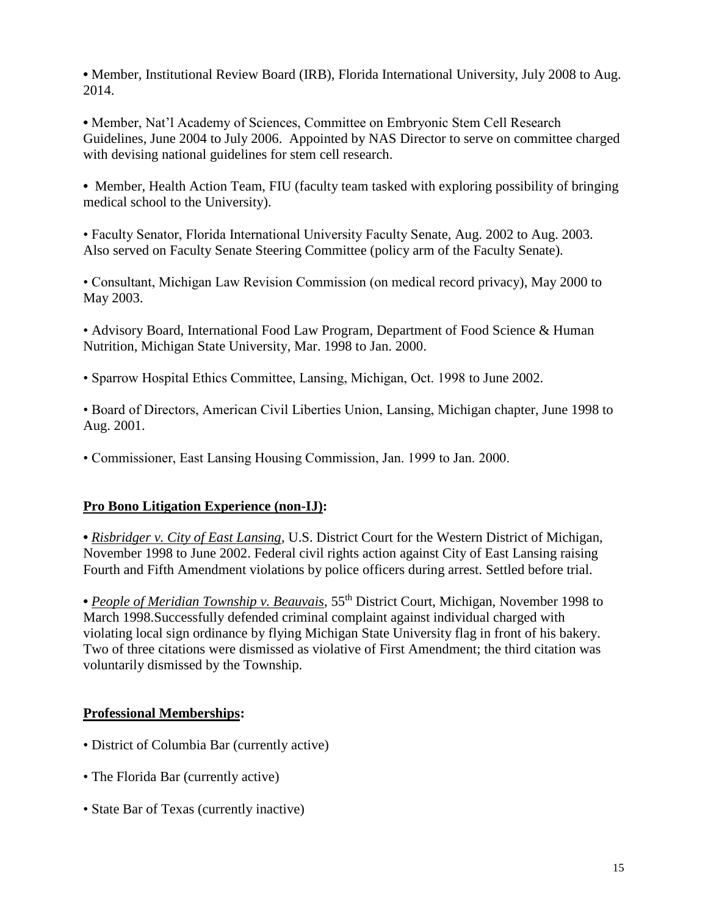- Member, Institutional Review Board (IRB), Florida International University, July 2008 to Aug. 2014.

- Member, Nat'l Academy of Sciences, Committee on Embryonic Stem Cell Research Guidelines, June 2004 to July 2006. Appointed by NAS Director to serve on committee charged with devising national guidelines for stem cell research.

- Member, Health Action Team, FIU (faculty team tasked with exploring possibility of bringing medical school to the University).

- Faculty Senator, Florida International University Faculty Senate, Aug. 2002 to Aug. 2003. Also served on Faculty Senate Steering Committee (policy arm of the Faculty Senate).

- Consultant, Michigan Law Revision Commission (on medical record privacy), May 2000 to May 2003.

- Advisory Board, International Food Law Program, Department of Food Science & Human Nutrition, Michigan State University, Mar. 1998 to Jan. 2000.

- Sparrow Hospital Ethics Committee, Lansing, Michigan, Oct. 1998 to June 2002.

- Board of Directors, American Civil Liberties Union, Lansing, Michigan chapter, June 1998 to Aug. 2001.

- Commissioner, East Lansing Housing Commission, Jan. 1999 to Jan. 2000.

## Pro Bono Litigation Experience (non-IJ):

- *Risbridger v. City of East Lansing*, U.S. District Court for the Western District of Michigan, November 1998 to June 2002. Federal civil rights action against City of East Lansing raising Fourth and Fifth Amendment violations by police officers during arrest. Settled before trial.

- *People of Meridian Township v. Beauvais*, 55th District Court, Michigan, November 1998 to March 1998.Successfully defended criminal complaint against individual charged with violating local sign ordinance by flying Michigan State University flag in front of his bakery. Two of three citations were dismissed as violative of First Amendment; the third citation was voluntarily dismissed by the Township.

## Professional Memberships:

- District of Columbia Bar (currently active)

- The Florida Bar (currently active)

- State Bar of Texas (currently inactive)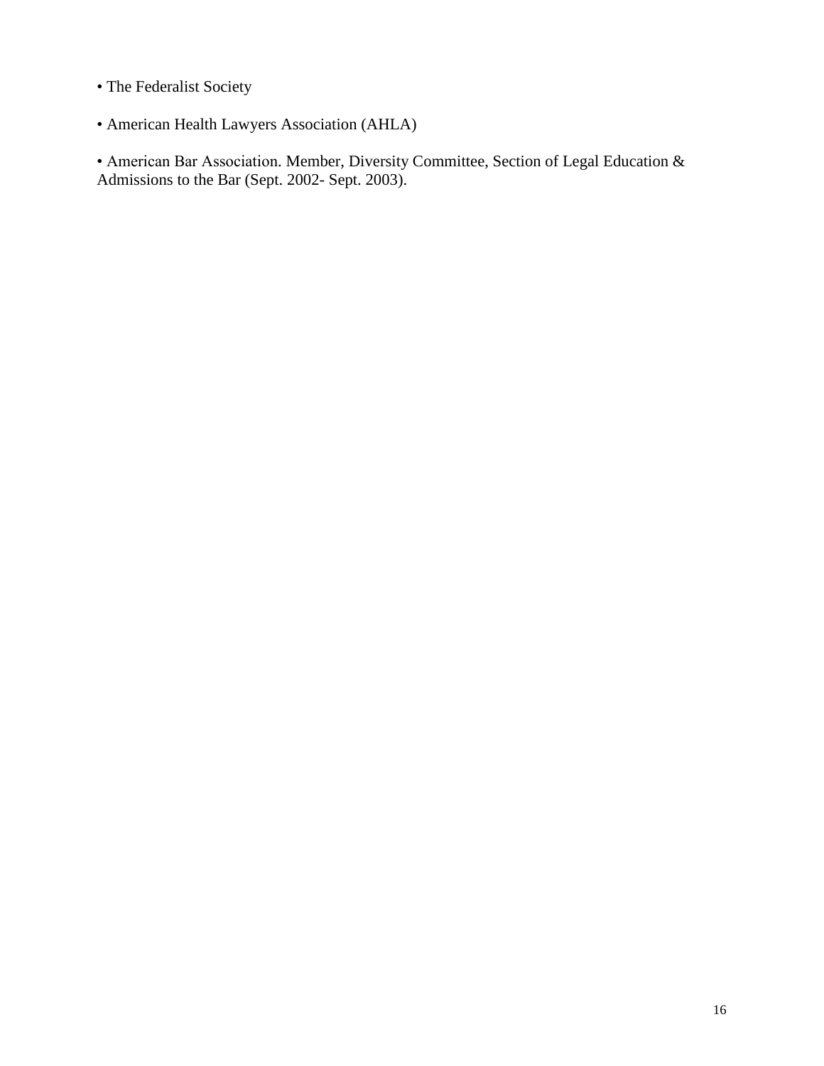- The Federalist Society

- American Health Lawyers Association (AHLA)

- American Bar Association. Member, Diversity Committee, Section of Legal Education & Admissions to the Bar (Sept. 2002- Sept. 2003).